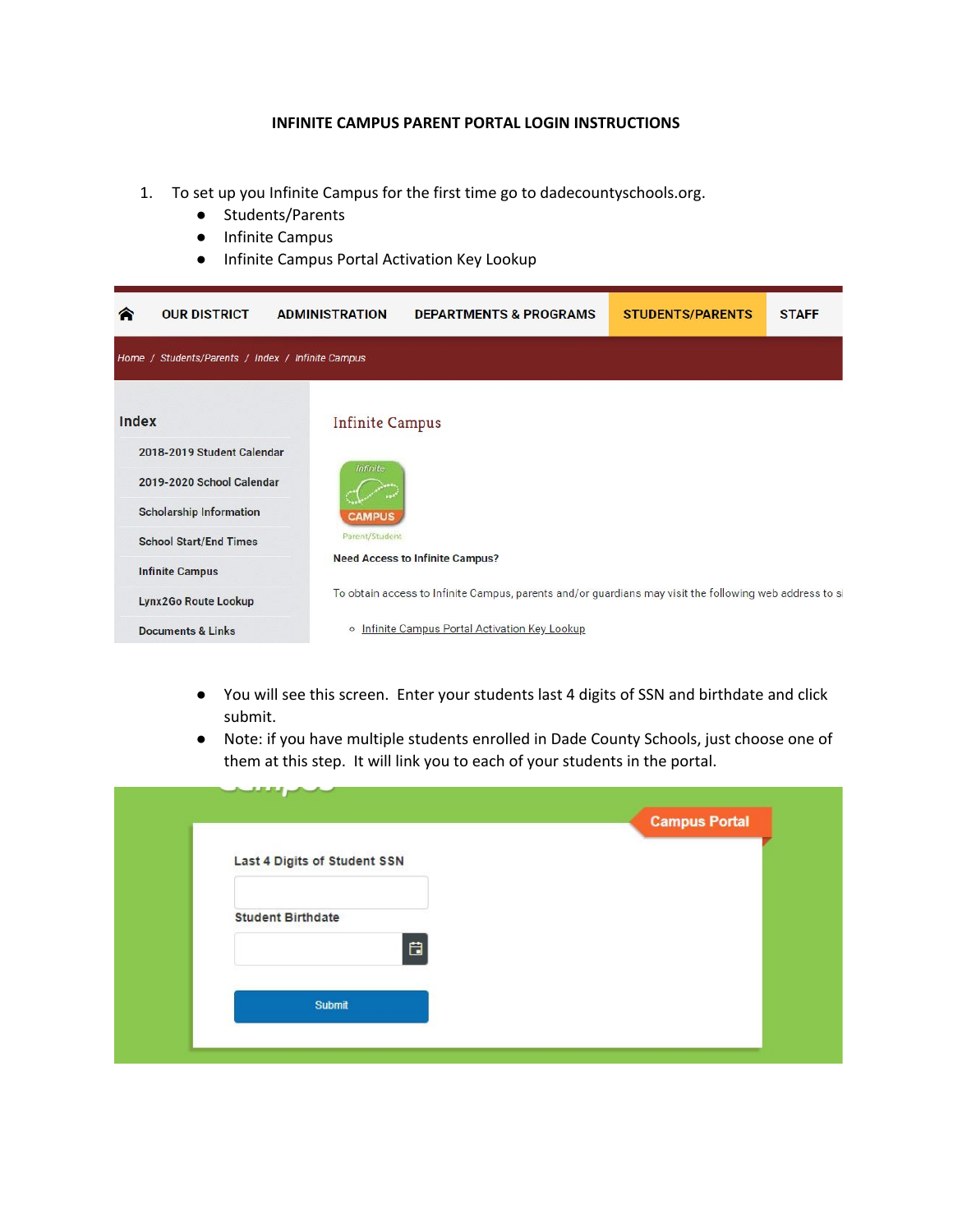# INFINITE CAMPUS PARENT PORTAL LOGIN INSTRUCTIONS

1. To set up you Infinite Campus for the first time go to dadecountyschools.org.
   - Students/Parents
   - Infinite Campus
   - Infinite Campus Portal Activation Key Lookup

   - You will see this screen. Enter your students last 4 digits of SSN and birthdate and click submit.
   - Note: if you have multiple students enrolled in Dade County Schools, just choose one of them at this step. It will link you to each of your students in the portal.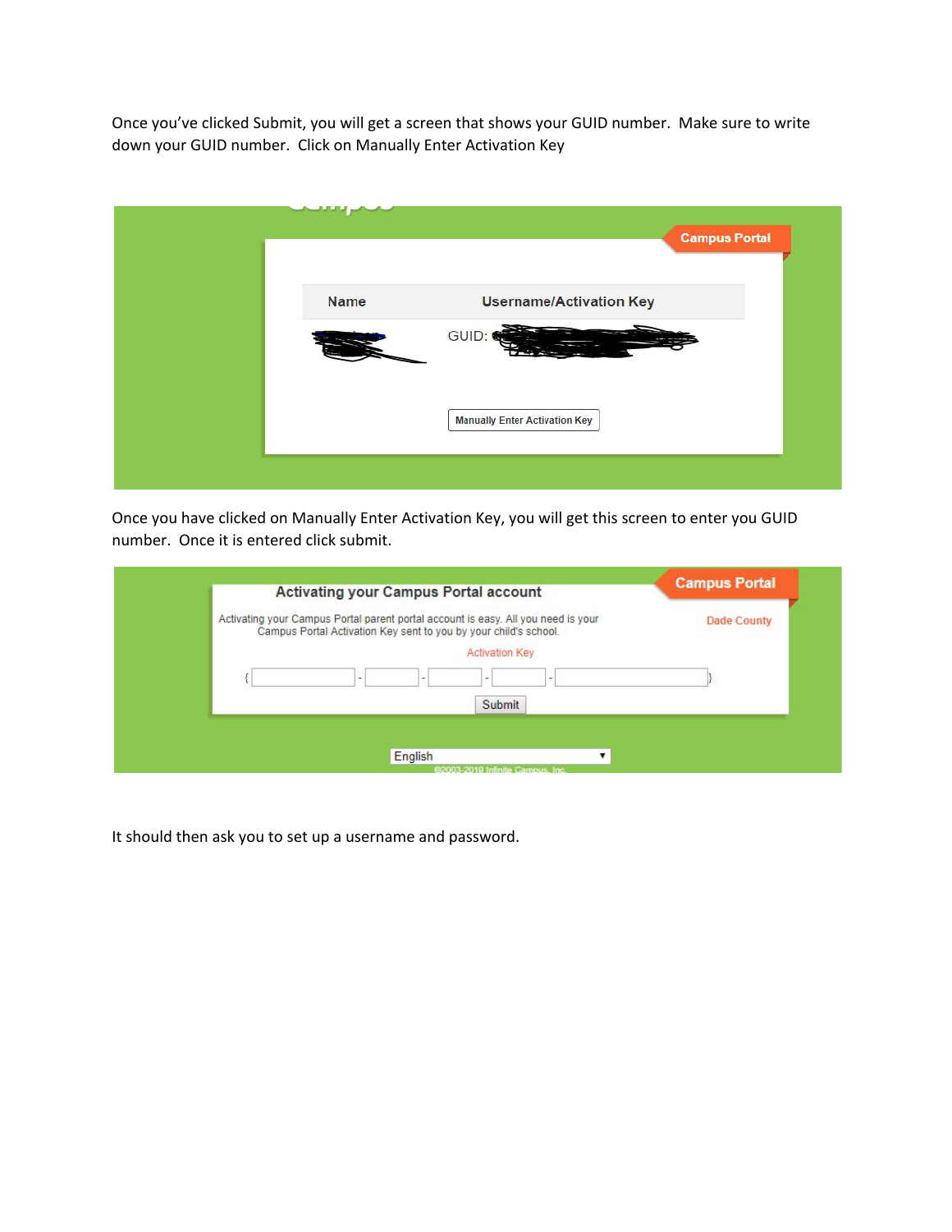Once you've clicked Submit, you will get a screen that shows your GUID number. Make sure to write down your GUID number. Click on Manually Enter Activation Key

Campus Portal

| Name | Username/Activation Key |
| --- | --- |
| | GUID: |

Manually Enter Activation Key

Once you have clicked on Manually Enter Activation Key, you will get this screen to enter you GUID number. Once it is entered click submit.

Campus Portal

Dade County

Activating your Campus Portal account

Activating your Campus Portal parent portal account is easy. All you need is your Campus Portal Activation Key sent to you by your child's school.

Activation Key

{ - - - - }

Submit

English

©2003-2018 Infinite Campus, Inc.

It should then ask you to set up a username and password.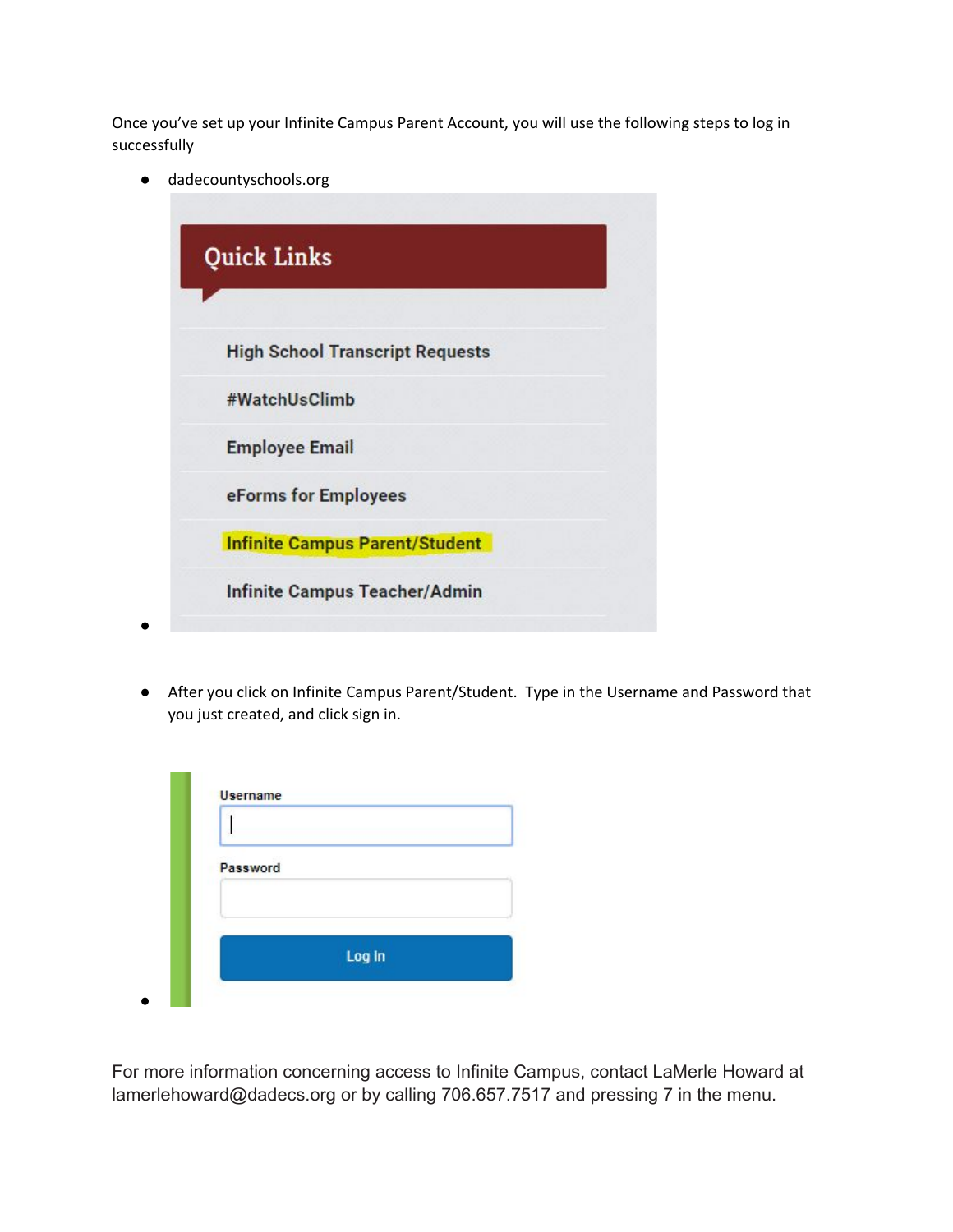Once you've set up your Infinite Campus Parent Account, you will use the following steps to log in successfully

- dadecountyschools.org

Quick Links

High School Transcript Requests

#WatchUsClimb

Employee Email

eForms for Employees

Infinite Campus Parent/Student

Infinite Campus Teacher/Admin

- After you click on Infinite Campus Parent/Student. Type in the Username and Password that you just created, and click sign in.

Username

Password

Log In

For more information concerning access to Infinite Campus, contact LaMerle Howard at lamerlehoward@dadecs.org or by calling 706.657.7517 and pressing 7 in the menu.